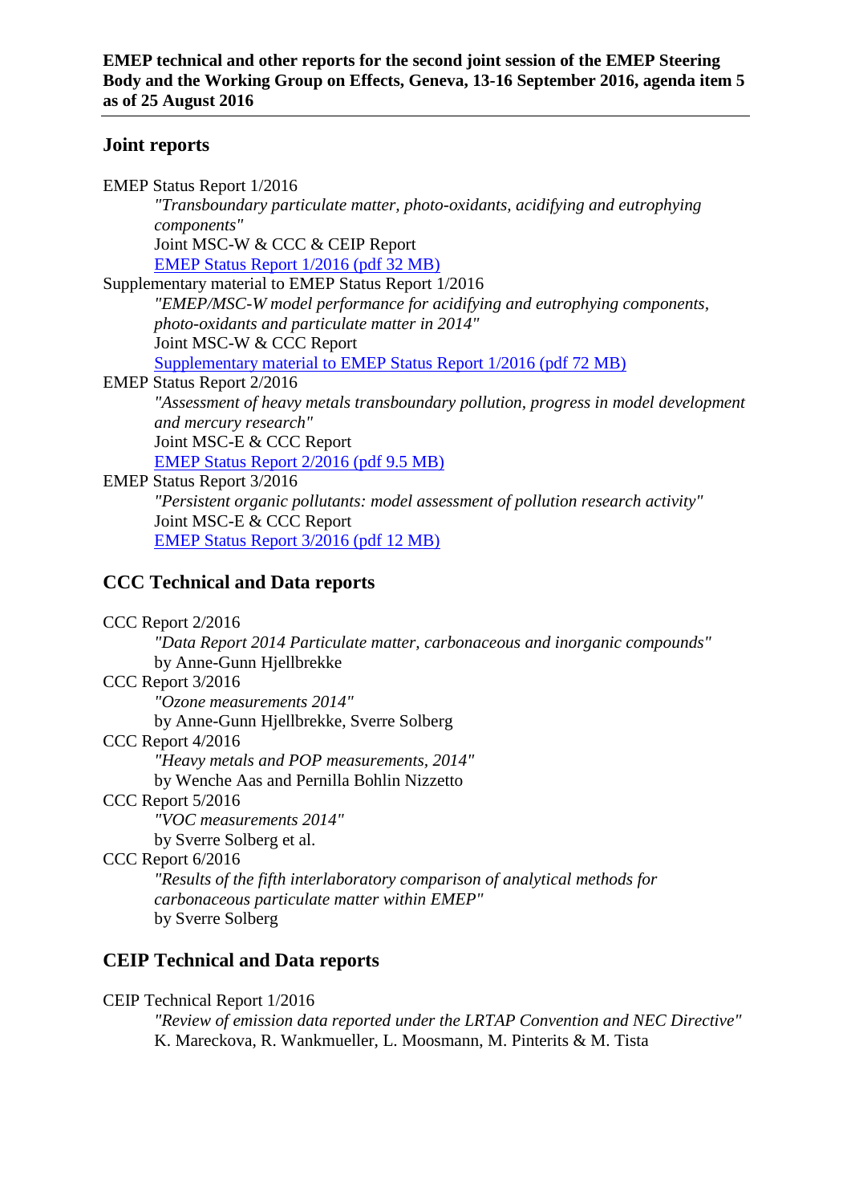**EMEP technical and other reports for the second joint session of the EMEP Steering Body and the Working Group on Effects, Geneva, 13-16 September 2016, agenda item 5 as of 25 August 2016**

---

## Joint reports

EMEP Status Report 1/2016

> *"Transboundary particulate matter, photo-oxidants, acidifying and eutrophying components"*
> Joint MSC-W & CCC & CEIP Report
> EMEP Status Report 1/2016 (pdf 32 MB)

Supplementary material to EMEP Status Report 1/2016

> *"EMEP/MSC-W model performance for acidifying and eutrophying components, photo-oxidants and particulate matter in 2014"*
> Joint MSC-W & CCC Report
> Supplementary material to EMEP Status Report 1/2016 (pdf 72 MB)

EMEP Status Report 2/2016

> *"Assessment of heavy metals transboundary pollution, progress in model development and mercury research"*
> Joint MSC-E & CCC Report
> EMEP Status Report 2/2016 (pdf 9.5 MB)

EMEP Status Report 3/2016

> *"Persistent organic pollutants: model assessment of pollution research activity"*
> Joint MSC-E & CCC Report
> EMEP Status Report 3/2016 (pdf 12 MB)

## CCC Technical and Data reports

CCC Report 2/2016

> *"Data Report 2014 Particulate matter, carbonaceous and inorganic compounds"*
> by Anne-Gunn Hjellbrekke

CCC Report 3/2016

> *"Ozone measurements 2014"*
> by Anne-Gunn Hjellbrekke, Sverre Solberg

CCC Report 4/2016

> *"Heavy metals and POP measurements, 2014"*
> by Wenche Aas and Pernilla Bohlin Nizzetto

CCC Report 5/2016

> *"VOC measurements 2014"*
> by Sverre Solberg et al.

CCC Report 6/2016

> *"Results of the fifth interlaboratory comparison of analytical methods for carbonaceous particulate matter within EMEP"*
> by Sverre Solberg

## CEIP Technical and Data reports

CEIP Technical Report 1/2016

> *"Review of emission data reported under the LRTAP Convention and NEC Directive"*
> K. Mareckova, R. Wankmueller, L. Moosmann, M. Pinterits & M. Tista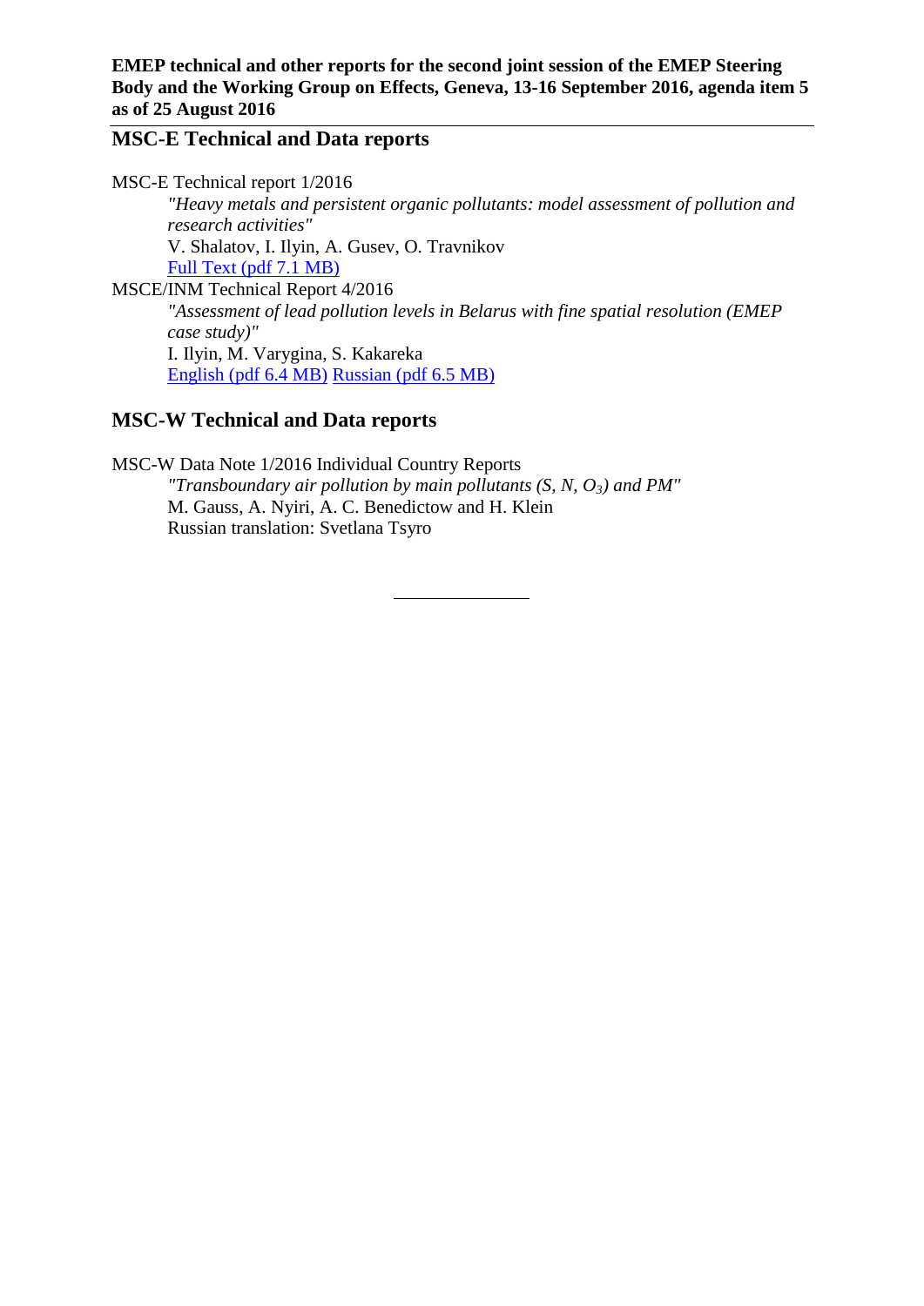**EMEP technical and other reports for the second joint session of the EMEP Steering Body and the Working Group on Effects, Geneva, 13-16 September 2016, agenda item 5 as of 25 August 2016**

## MSC-E Technical and Data reports

MSC-E Technical report 1/2016

*"Heavy metals and persistent organic pollutants: model assessment of pollution and research activities"*
V. Shalatov, I. Ilyin, A. Gusev, O. Travnikov
Full Text (pdf 7.1 MB)

MSCE/INM Technical Report 4/2016

*"Assessment of lead pollution levels in Belarus with fine spatial resolution (EMEP case study)"*
I. Ilyin, M. Varygina, S. Kakareka
English (pdf 6.4 MB) Russian (pdf 6.5 MB)

## MSC-W Technical and Data reports

MSC-W Data Note 1/2016 Individual Country Reports

*"Transboundary air pollution by main pollutants (S, N, $O_3$) and PM"*
M. Gauss, A. Nyiri, A. C. Benedictow and H. Klein
Russian translation: Svetlana Tsyro